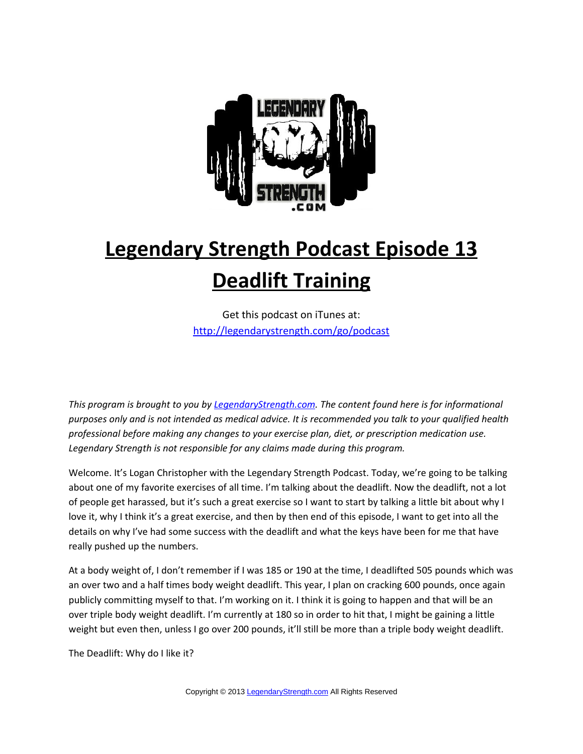# Legendary Strength Podcast Episode 13

# Deadlift Training

Get this podcast on iTunes at:
http://legendarystrength.com/go/podcast

*This program is brought to you by LegendaryStrength.com. The content found here is for informational purposes only and is not intended as medical advice. It is recommended you talk to your qualified health professional before making any changes to your exercise plan, diet, or prescription medication use. Legendary Strength is not responsible for any claims made during this program.*

Welcome. It's Logan Christopher with the Legendary Strength Podcast. Today, we're going to be talking about one of my favorite exercises of all time. I'm talking about the deadlift. Now the deadlift, not a lot of people get harassed, but it's such a great exercise so I want to start by talking a little bit about why I love it, why I think it's a great exercise, and then by then end of this episode, I want to get into all the details on why I've had some success with the deadlift and what the keys have been for me that have really pushed up the numbers.

At a body weight of, I don't remember if I was 185 or 190 at the time, I deadlifted 505 pounds which was an over two and a half times body weight deadlift. This year, I plan on cracking 600 pounds, once again publicly committing myself to that. I'm working on it. I think it is going to happen and that will be an over triple body weight deadlift. I'm currently at 180 so in order to hit that, I might be gaining a little weight but even then, unless I go over 200 pounds, it'll still be more than a triple body weight deadlift.

The Deadlift: Why do I like it?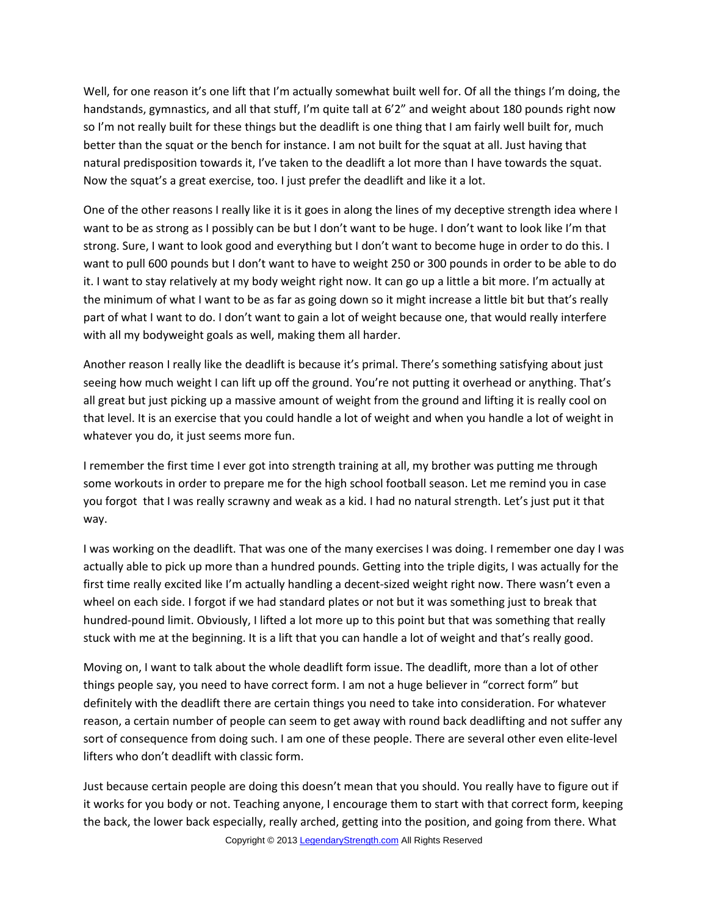Well, for one reason it's one lift that I'm actually somewhat built well for. Of all the things I'm doing, the handstands, gymnastics, and all that stuff, I'm quite tall at 6'2" and weight about 180 pounds right now so I'm not really built for these things but the deadlift is one thing that I am fairly well built for, much better than the squat or the bench for instance. I am not built for the squat at all. Just having that natural predisposition towards it, I've taken to the deadlift a lot more than I have towards the squat. Now the squat's a great exercise, too. I just prefer the deadlift and like it a lot.

One of the other reasons I really like it is it goes in along the lines of my deceptive strength idea where I want to be as strong as I possibly can be but I don't want to be huge. I don't want to look like I'm that strong. Sure, I want to look good and everything but I don't want to become huge in order to do this. I want to pull 600 pounds but I don't want to have to weight 250 or 300 pounds in order to be able to do it. I want to stay relatively at my body weight right now. It can go up a little a bit more. I'm actually at the minimum of what I want to be as far as going down so it might increase a little bit but that's really part of what I want to do. I don't want to gain a lot of weight because one, that would really interfere with all my bodyweight goals as well, making them all harder.

Another reason I really like the deadlift is because it's primal. There's something satisfying about just seeing how much weight I can lift up off the ground. You're not putting it overhead or anything. That's all great but just picking up a massive amount of weight from the ground and lifting it is really cool on that level. It is an exercise that you could handle a lot of weight and when you handle a lot of weight in whatever you do, it just seems more fun.

I remember the first time I ever got into strength training at all, my brother was putting me through some workouts in order to prepare me for the high school football season. Let me remind you in case you forgot that I was really scrawny and weak as a kid. I had no natural strength. Let's just put it that way.

I was working on the deadlift. That was one of the many exercises I was doing. I remember one day I was actually able to pick up more than a hundred pounds. Getting into the triple digits, I was actually for the first time really excited like I'm actually handling a decent-sized weight right now. There wasn't even a wheel on each side. I forgot if we had standard plates or not but it was something just to break that hundred-pound limit. Obviously, I lifted a lot more up to this point but that was something that really stuck with me at the beginning. It is a lift that you can handle a lot of weight and that's really good.

Moving on, I want to talk about the whole deadlift form issue. The deadlift, more than a lot of other things people say, you need to have correct form. I am not a huge believer in "correct form" but definitely with the deadlift there are certain things you need to take into consideration. For whatever reason, a certain number of people can seem to get away with round back deadlifting and not suffer any sort of consequence from doing such. I am one of these people. There are several other even elite-level lifters who don't deadlift with classic form.

Just because certain people are doing this doesn't mean that you should. You really have to figure out if it works for you body or not. Teaching anyone, I encourage them to start with that correct form, keeping the back, the lower back especially, really arched, getting into the position, and going from there. What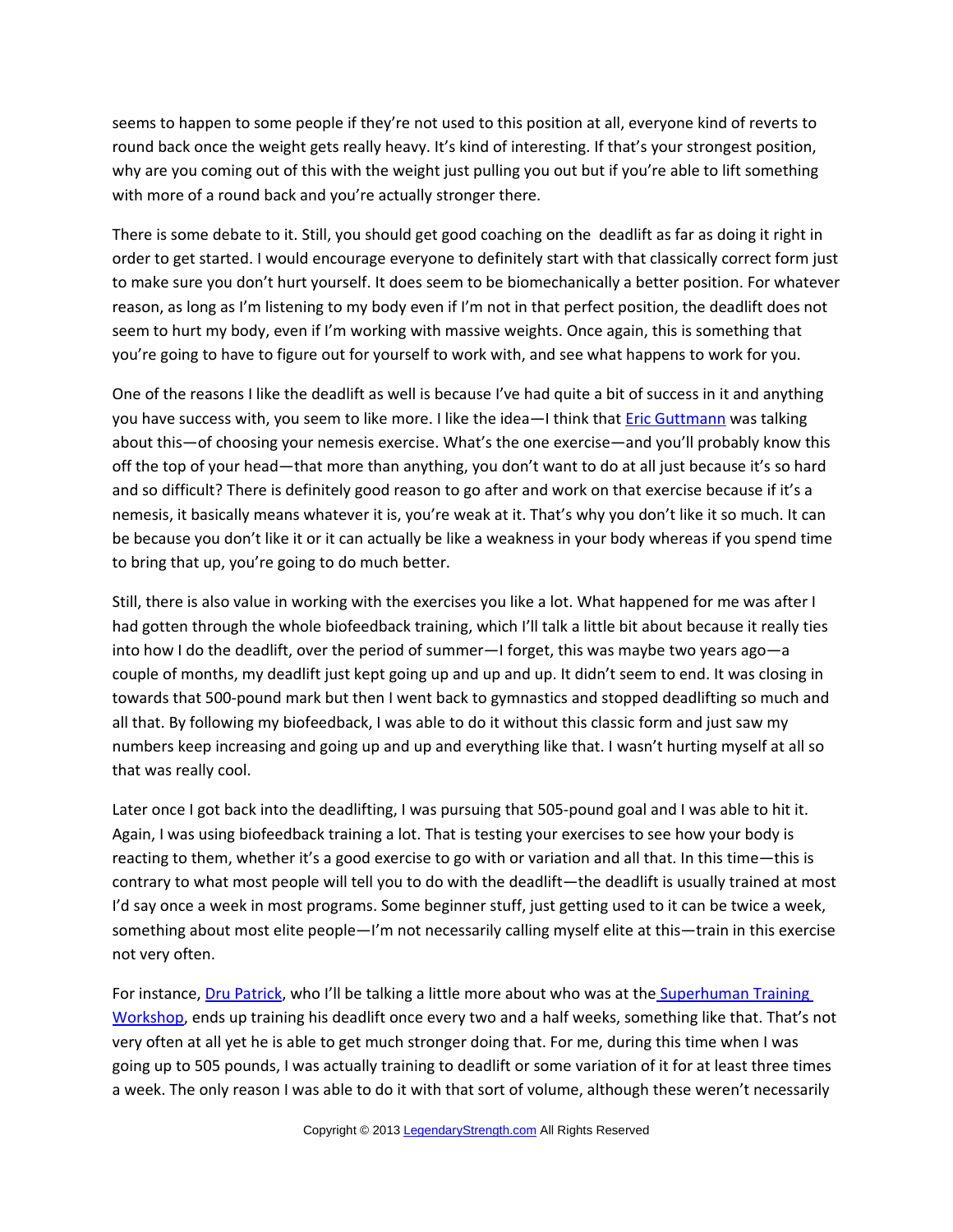seems to happen to some people if they're not used to this position at all, everyone kind of reverts to round back once the weight gets really heavy. It's kind of interesting. If that's your strongest position, why are you coming out of this with the weight just pulling you out but if you're able to lift something with more of a round back and you're actually stronger there.

There is some debate to it. Still, you should get good coaching on the deadlift as far as doing it right in order to get started. I would encourage everyone to definitely start with that classically correct form just to make sure you don't hurt yourself. It does seem to be biomechanically a better position. For whatever reason, as long as I'm listening to my body even if I'm not in that perfect position, the deadlift does not seem to hurt my body, even if I'm working with massive weights. Once again, this is something that you're going to have to figure out for yourself to work with, and see what happens to work for you.

One of the reasons I like the deadlift as well is because I've had quite a bit of success in it and anything you have success with, you seem to like more. I like the idea—I think that [Eric Guttmann](#) was talking about this—of choosing your nemesis exercise. What's the one exercise—and you'll probably know this off the top of your head—that more than anything, you don't want to do at all just because it's so hard and so difficult? There is definitely good reason to go after and work on that exercise because if it's a nemesis, it basically means whatever it is, you're weak at it. That's why you don't like it so much. It can be because you don't like it or it can actually be like a weakness in your body whereas if you spend time to bring that up, you're going to do much better.

Still, there is also value in working with the exercises you like a lot. What happened for me was after I had gotten through the whole biofeedback training, which I'll talk a little bit about because it really ties into how I do the deadlift, over the period of summer—I forget, this was maybe two years ago—a couple of months, my deadlift just kept going up and up and up. It didn't seem to end. It was closing in towards that 500-pound mark but then I went back to gymnastics and stopped deadlifting so much and all that. By following my biofeedback, I was able to do it without this classic form and just saw my numbers keep increasing and going up and up and everything like that. I wasn't hurting myself at all so that was really cool.

Later once I got back into the deadlifting, I was pursuing that 505-pound goal and I was able to hit it. Again, I was using biofeedback training a lot. That is testing your exercises to see how your body is reacting to them, whether it's a good exercise to go with or variation and all that. In this time—this is contrary to what most people will tell you to do with the deadlift—the deadlift is usually trained at most I'd say once a week in most programs. Some beginner stuff, just getting used to it can be twice a week, something about most elite people—I'm not necessarily calling myself elite at this—train in this exercise not very often.

For instance, [Dru Patrick](#), who I'll be talking a little more about who was at the [Superhuman Training Workshop](#), ends up training his deadlift once every two and a half weeks, something like that. That's not very often at all yet he is able to get much stronger doing that. For me, during this time when I was going up to 505 pounds, I was actually training to deadlift or some variation of it for at least three times a week. The only reason I was able to do it with that sort of volume, although these weren't necessarily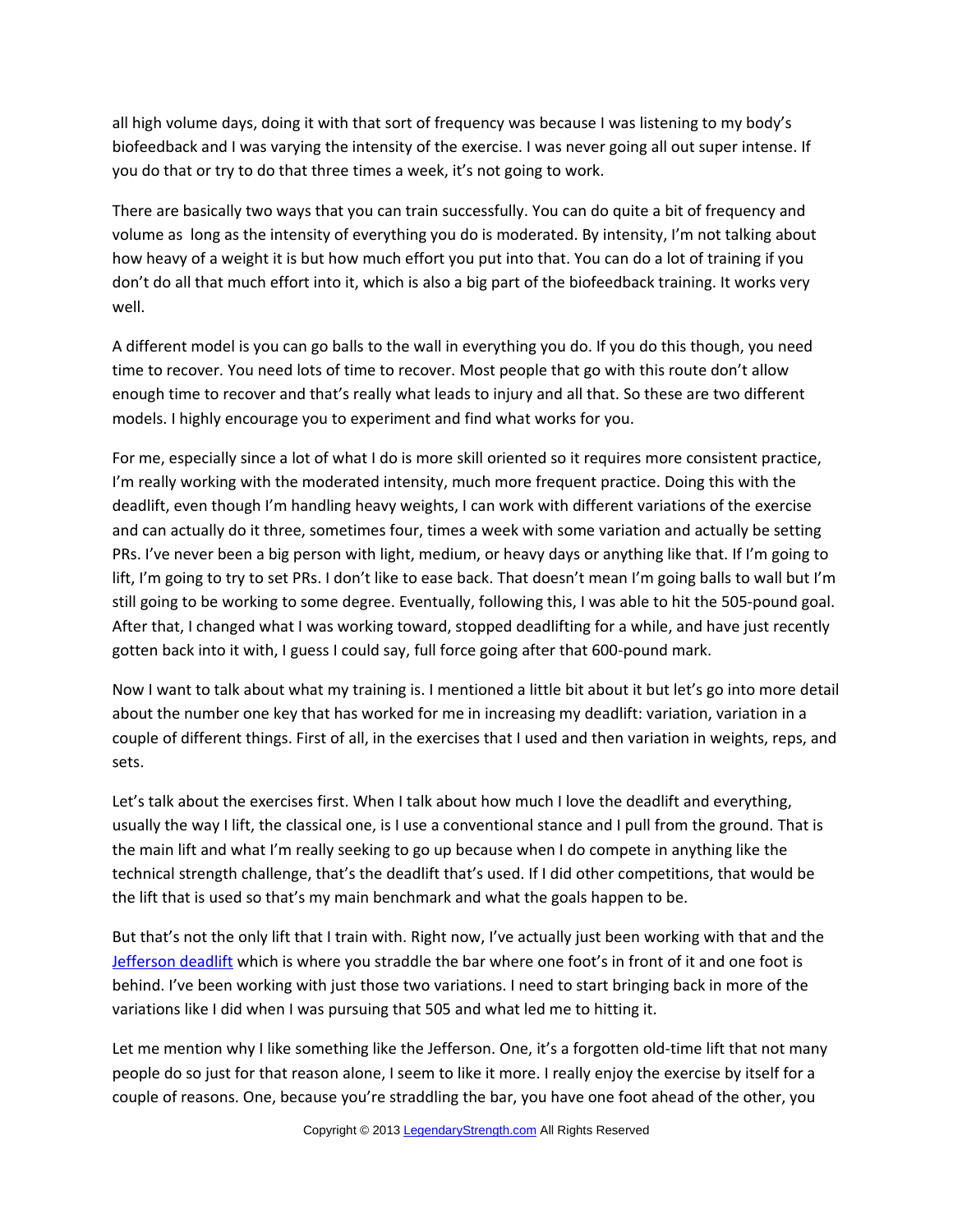all high volume days, doing it with that sort of frequency was because I was listening to my body's biofeedback and I was varying the intensity of the exercise. I was never going all out super intense. If you do that or try to do that three times a week, it's not going to work.

There are basically two ways that you can train successfully. You can do quite a bit of frequency and volume as long as the intensity of everything you do is moderated. By intensity, I'm not talking about how heavy of a weight it is but how much effort you put into that. You can do a lot of training if you don't do all that much effort into it, which is also a big part of the biofeedback training. It works very well.

A different model is you can go balls to the wall in everything you do. If you do this though, you need time to recover. You need lots of time to recover. Most people that go with this route don't allow enough time to recover and that's really what leads to injury and all that. So these are two different models. I highly encourage you to experiment and find what works for you.

For me, especially since a lot of what I do is more skill oriented so it requires more consistent practice, I'm really working with the moderated intensity, much more frequent practice. Doing this with the deadlift, even though I'm handling heavy weights, I can work with different variations of the exercise and can actually do it three, sometimes four, times a week with some variation and actually be setting PRs. I've never been a big person with light, medium, or heavy days or anything like that. If I'm going to lift, I'm going to try to set PRs. I don't like to ease back. That doesn't mean I'm going balls to wall but I'm still going to be working to some degree. Eventually, following this, I was able to hit the 505-pound goal. After that, I changed what I was working toward, stopped deadlifting for a while, and have just recently gotten back into it with, I guess I could say, full force going after that 600-pound mark.

Now I want to talk about what my training is. I mentioned a little bit about it but let's go into more detail about the number one key that has worked for me in increasing my deadlift: variation, variation in a couple of different things. First of all, in the exercises that I used and then variation in weights, reps, and sets.

Let's talk about the exercises first. When I talk about how much I love the deadlift and everything, usually the way I lift, the classical one, is I use a conventional stance and I pull from the ground. That is the main lift and what I'm really seeking to go up because when I do compete in anything like the technical strength challenge, that's the deadlift that's used. If I did other competitions, that would be the lift that is used so that's my main benchmark and what the goals happen to be.

But that's not the only lift that I train with. Right now, I've actually just been working with that and the Jefferson deadlift which is where you straddle the bar where one foot's in front of it and one foot is behind. I've been working with just those two variations. I need to start bringing back in more of the variations like I did when I was pursuing that 505 and what led me to hitting it.

Let me mention why I like something like the Jefferson. One, it's a forgotten old-time lift that not many people do so just for that reason alone, I seem to like it more. I really enjoy the exercise by itself for a couple of reasons. One, because you're straddling the bar, you have one foot ahead of the other, you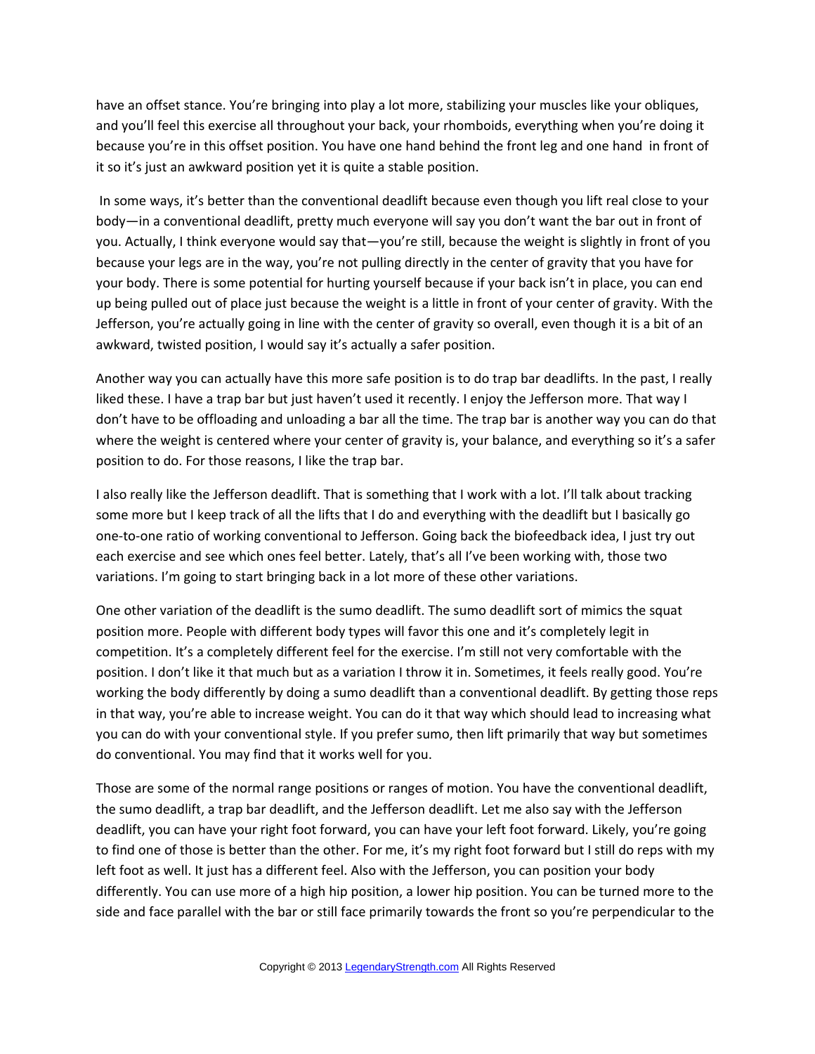have an offset stance. You're bringing into play a lot more, stabilizing your muscles like your obliques, and you'll feel this exercise all throughout your back, your rhomboids, everything when you're doing it because you're in this offset position. You have one hand behind the front leg and one hand in front of it so it's just an awkward position yet it is quite a stable position.

In some ways, it's better than the conventional deadlift because even though you lift real close to your body—in a conventional deadlift, pretty much everyone will say you don't want the bar out in front of you. Actually, I think everyone would say that—you're still, because the weight is slightly in front of you because your legs are in the way, you're not pulling directly in the center of gravity that you have for your body. There is some potential for hurting yourself because if your back isn't in place, you can end up being pulled out of place just because the weight is a little in front of your center of gravity. With the Jefferson, you're actually going in line with the center of gravity so overall, even though it is a bit of an awkward, twisted position, I would say it's actually a safer position.

Another way you can actually have this more safe position is to do trap bar deadlifts. In the past, I really liked these. I have a trap bar but just haven't used it recently. I enjoy the Jefferson more. That way I don't have to be offloading and unloading a bar all the time. The trap bar is another way you can do that where the weight is centered where your center of gravity is, your balance, and everything so it's a safer position to do. For those reasons, I like the trap bar.

I also really like the Jefferson deadlift. That is something that I work with a lot. I'll talk about tracking some more but I keep track of all the lifts that I do and everything with the deadlift but I basically go one-to-one ratio of working conventional to Jefferson. Going back the biofeedback idea, I just try out each exercise and see which ones feel better. Lately, that's all I've been working with, those two variations. I'm going to start bringing back in a lot more of these other variations.

One other variation of the deadlift is the sumo deadlift. The sumo deadlift sort of mimics the squat position more. People with different body types will favor this one and it's completely legit in competition. It's a completely different feel for the exercise. I'm still not very comfortable with the position. I don't like it that much but as a variation I throw it in. Sometimes, it feels really good. You're working the body differently by doing a sumo deadlift than a conventional deadlift. By getting those reps in that way, you're able to increase weight. You can do it that way which should lead to increasing what you can do with your conventional style. If you prefer sumo, then lift primarily that way but sometimes do conventional. You may find that it works well for you.

Those are some of the normal range positions or ranges of motion. You have the conventional deadlift, the sumo deadlift, a trap bar deadlift, and the Jefferson deadlift. Let me also say with the Jefferson deadlift, you can have your right foot forward, you can have your left foot forward. Likely, you're going to find one of those is better than the other. For me, it's my right foot forward but I still do reps with my left foot as well. It just has a different feel. Also with the Jefferson, you can position your body differently. You can use more of a high hip position, a lower hip position. You can be turned more to the side and face parallel with the bar or still face primarily towards the front so you're perpendicular to the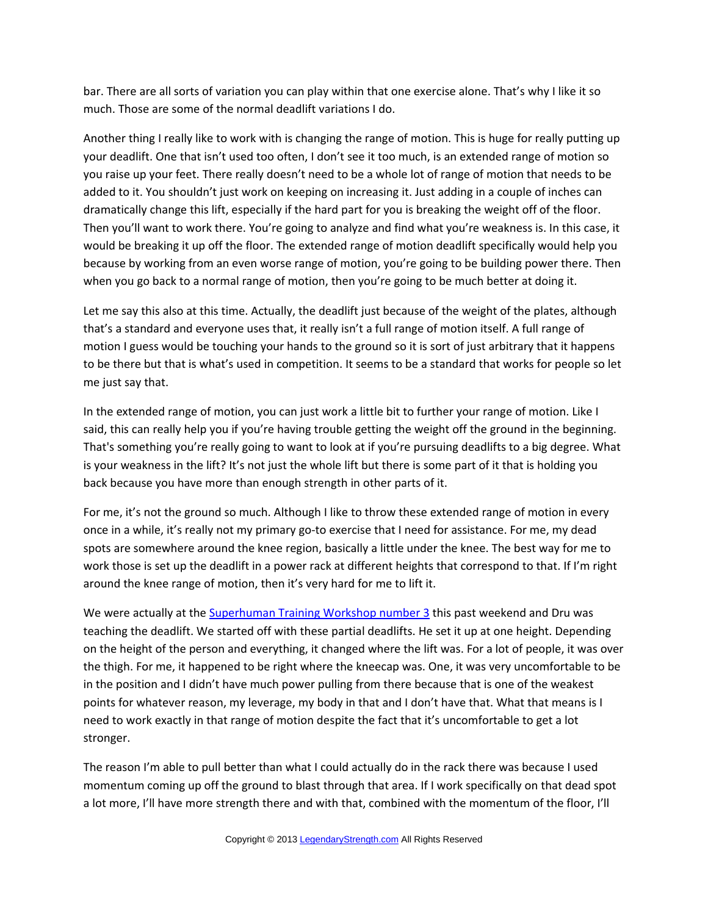bar. There are all sorts of variation you can play within that one exercise alone. That's why I like it so much. Those are some of the normal deadlift variations I do.

Another thing I really like to work with is changing the range of motion. This is huge for really putting up your deadlift. One that isn't used too often, I don't see it too much, is an extended range of motion so you raise up your feet. There really doesn't need to be a whole lot of range of motion that needs to be added to it. You shouldn't just work on keeping on increasing it. Just adding in a couple of inches can dramatically change this lift, especially if the hard part for you is breaking the weight off of the floor. Then you'll want to work there. You're going to analyze and find what you're weakness is. In this case, it would be breaking it up off the floor. The extended range of motion deadlift specifically would help you because by working from an even worse range of motion, you're going to be building power there. Then when you go back to a normal range of motion, then you're going to be much better at doing it.

Let me say this also at this time. Actually, the deadlift just because of the weight of the plates, although that's a standard and everyone uses that, it really isn't a full range of motion itself. A full range of motion I guess would be touching your hands to the ground so it is sort of just arbitrary that it happens to be there but that is what's used in competition. It seems to be a standard that works for people so let me just say that.

In the extended range of motion, you can just work a little bit to further your range of motion. Like I said, this can really help you if you're having trouble getting the weight off the ground in the beginning. That's something you're really going to want to look at if you're pursuing deadlifts to a big degree. What is your weakness in the lift? It's not just the whole lift but there is some part of it that is holding you back because you have more than enough strength in other parts of it.

For me, it's not the ground so much. Although I like to throw these extended range of motion in every once in a while, it's really not my primary go-to exercise that I need for assistance. For me, my dead spots are somewhere around the knee region, basically a little under the knee. The best way for me to work those is set up the deadlift in a power rack at different heights that correspond to that. If I'm right around the knee range of motion, then it's very hard for me to lift it.

We were actually at the [Superhuman Training Workshop number 3] this past weekend and Dru was teaching the deadlift. We started off with these partial deadlifts. He set it up at one height. Depending on the height of the person and everything, it changed where the lift was. For a lot of people, it was over the thigh. For me, it happened to be right where the kneecap was. One, it was very uncomfortable to be in the position and I didn't have much power pulling from there because that is one of the weakest points for whatever reason, my leverage, my body in that and I don't have that. What that means is I need to work exactly in that range of motion despite the fact that it's uncomfortable to get a lot stronger.

The reason I'm able to pull better than what I could actually do in the rack there was because I used momentum coming up off the ground to blast through that area. If I work specifically on that dead spot a lot more, I'll have more strength there and with that, combined with the momentum of the floor, I'll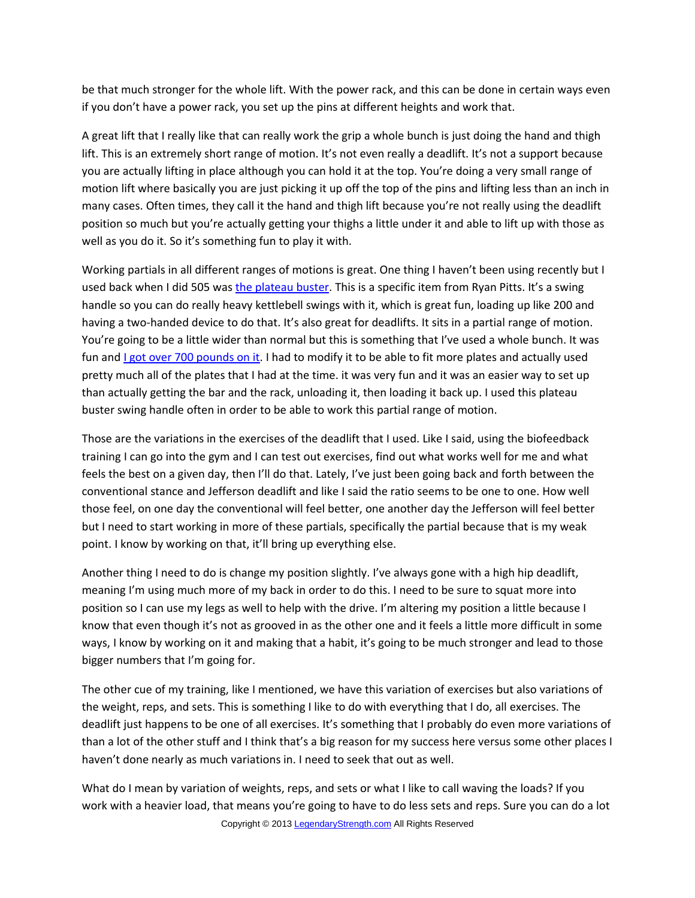be that much stronger for the whole lift. With the power rack, and this can be done in certain ways even if you don't have a power rack, you set up the pins at different heights and work that.

A great lift that I really like that can really work the grip a whole bunch is just doing the hand and thigh lift. This is an extremely short range of motion. It's not even really a deadlift. It's not a support because you are actually lifting in place although you can hold it at the top. You're doing a very small range of motion lift where basically you are just picking it up off the top of the pins and lifting less than an inch in many cases. Often times, they call it the hand and thigh lift because you're not really using the deadlift position so much but you're actually getting your thighs a little under it and able to lift up with those as well as you do it. So it's something fun to play it with.

Working partials in all different ranges of motions is great. One thing I haven't been using recently but I used back when I did 505 was the plateau buster. This is a specific item from Ryan Pitts. It's a swing handle so you can do really heavy kettlebell swings with it, which is great fun, loading up like 200 and having a two-handed device to do that. It's also great for deadlifts. It sits in a partial range of motion. You're going to be a little wider than normal but this is something that I've used a whole bunch. It was fun and I got over 700 pounds on it. I had to modify it to be able to fit more plates and actually used pretty much all of the plates that I had at the time. it was very fun and it was an easier way to set up than actually getting the bar and the rack, unloading it, then loading it back up. I used this plateau buster swing handle often in order to be able to work this partial range of motion.

Those are the variations in the exercises of the deadlift that I used. Like I said, using the biofeedback training I can go into the gym and I can test out exercises, find out what works well for me and what feels the best on a given day, then I'll do that. Lately, I've just been going back and forth between the conventional stance and Jefferson deadlift and like I said the ratio seems to be one to one. How well those feel, on one day the conventional will feel better, one another day the Jefferson will feel better but I need to start working in more of these partials, specifically the partial because that is my weak point. I know by working on that, it'll bring up everything else.

Another thing I need to do is change my position slightly. I've always gone with a high hip deadlift, meaning I'm using much more of my back in order to do this. I need to be sure to squat more into position so I can use my legs as well to help with the drive. I'm altering my position a little because I know that even though it's not as grooved in as the other one and it feels a little more difficult in some ways, I know by working on it and making that a habit, it's going to be much stronger and lead to those bigger numbers that I'm going for.

The other cue of my training, like I mentioned, we have this variation of exercises but also variations of the weight, reps, and sets. This is something I like to do with everything that I do, all exercises. The deadlift just happens to be one of all exercises. It's something that I probably do even more variations of than a lot of the other stuff and I think that's a big reason for my success here versus some other places I haven't done nearly as much variations in. I need to seek that out as well.

What do I mean by variation of weights, reps, and sets or what I like to call waving the loads? If you work with a heavier load, that means you're going to have to do less sets and reps. Sure you can do a lot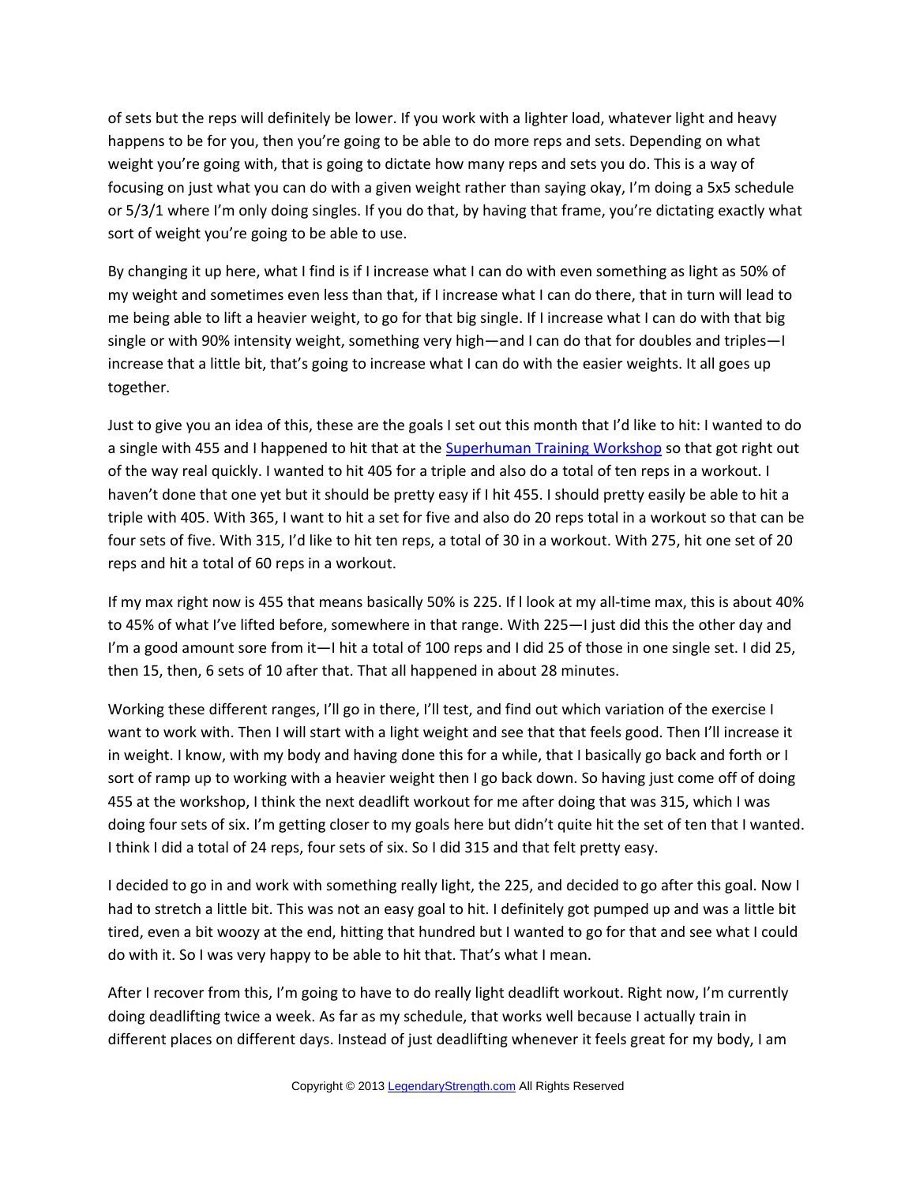of sets but the reps will definitely be lower. If you work with a lighter load, whatever light and heavy happens to be for you, then you're going to be able to do more reps and sets. Depending on what weight you're going with, that is going to dictate how many reps and sets you do. This is a way of focusing on just what you can do with a given weight rather than saying okay, I'm doing a 5x5 schedule or 5/3/1 where I'm only doing singles. If you do that, by having that frame, you're dictating exactly what sort of weight you're going to be able to use.

By changing it up here, what I find is if I increase what I can do with even something as light as 50% of my weight and sometimes even less than that, if I increase what I can do there, that in turn will lead to me being able to lift a heavier weight, to go for that big single. If I increase what I can do with that big single or with 90% intensity weight, something very high—and I can do that for doubles and triples—I increase that a little bit, that's going to increase what I can do with the easier weights. It all goes up together.

Just to give you an idea of this, these are the goals I set out this month that I'd like to hit: I wanted to do a single with 455 and I happened to hit that at the [Superhuman Training Workshop]() so that got right out of the way real quickly. I wanted to hit 405 for a triple and also do a total of ten reps in a workout. I haven't done that one yet but it should be pretty easy if I hit 455. I should pretty easily be able to hit a triple with 405. With 365, I want to hit a set for five and also do 20 reps total in a workout so that can be four sets of five. With 315, I'd like to hit ten reps, a total of 30 in a workout. With 275, hit one set of 20 reps and hit a total of 60 reps in a workout.

If my max right now is 455 that means basically 50% is 225. If I look at my all-time max, this is about 40% to 45% of what I've lifted before, somewhere in that range. With 225—I just did this the other day and I'm a good amount sore from it—I hit a total of 100 reps and I did 25 of those in one single set. I did 25, then 15, then, 6 sets of 10 after that. That all happened in about 28 minutes.

Working these different ranges, I'll go in there, I'll test, and find out which variation of the exercise I want to work with. Then I will start with a light weight and see that that feels good. Then I'll increase it in weight. I know, with my body and having done this for a while, that I basically go back and forth or I sort of ramp up to working with a heavier weight then I go back down. So having just come off of doing 455 at the workshop, I think the next deadlift workout for me after doing that was 315, which I was doing four sets of six. I'm getting closer to my goals here but didn't quite hit the set of ten that I wanted. I think I did a total of 24 reps, four sets of six. So I did 315 and that felt pretty easy.

I decided to go in and work with something really light, the 225, and decided to go after this goal. Now I had to stretch a little bit. This was not an easy goal to hit. I definitely got pumped up and was a little bit tired, even a bit woozy at the end, hitting that hundred but I wanted to go for that and see what I could do with it. So I was very happy to be able to hit that. That's what I mean.

After I recover from this, I'm going to have to do really light deadlift workout. Right now, I'm currently doing deadlifting twice a week. As far as my schedule, that works well because I actually train in different places on different days. Instead of just deadlifting whenever it feels great for my body, I am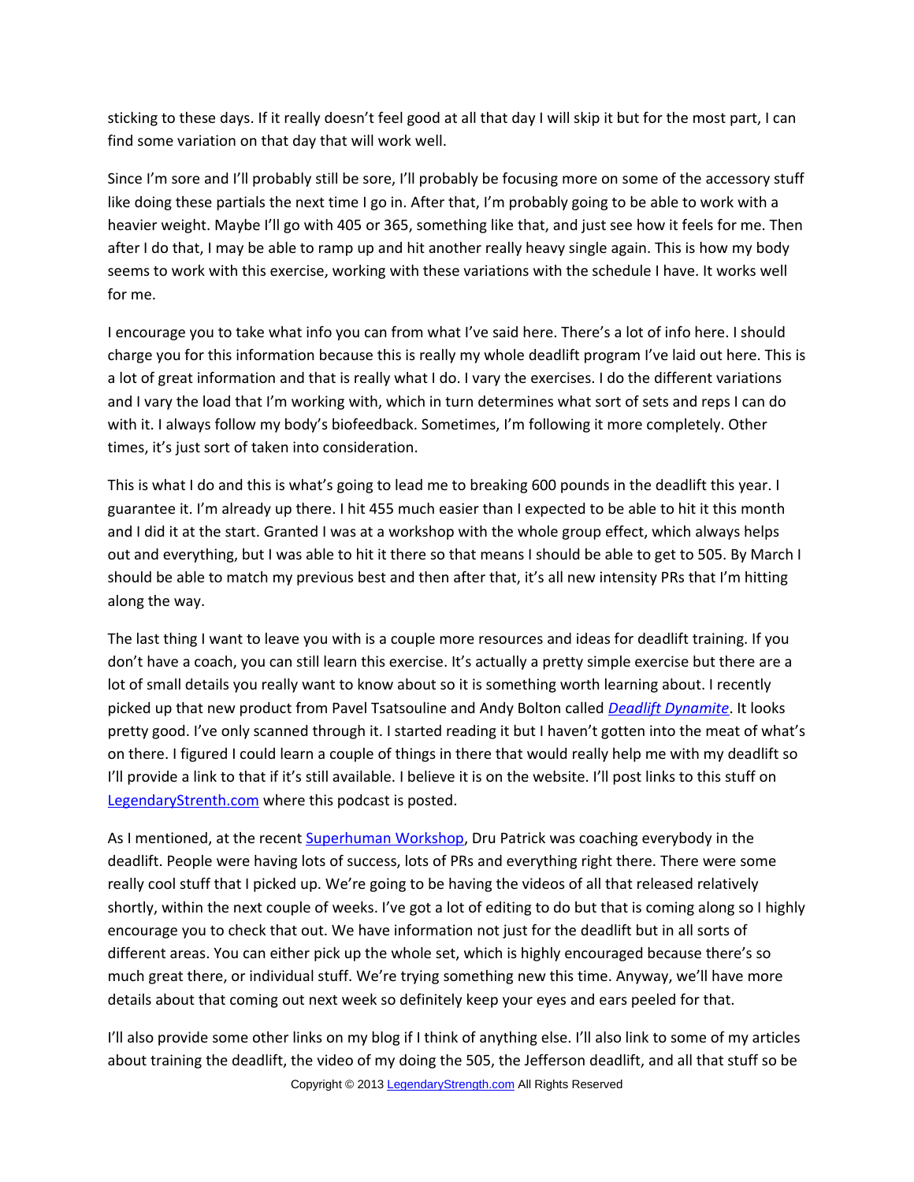sticking to these days. If it really doesn't feel good at all that day I will skip it but for the most part, I can find some variation on that day that will work well.

Since I'm sore and I'll probably still be sore, I'll probably be focusing more on some of the accessory stuff like doing these partials the next time I go in. After that, I'm probably going to be able to work with a heavier weight. Maybe I'll go with 405 or 365, something like that, and just see how it feels for me. Then after I do that, I may be able to ramp up and hit another really heavy single again. This is how my body seems to work with this exercise, working with these variations with the schedule I have. It works well for me.

I encourage you to take what info you can from what I've said here. There's a lot of info here. I should charge you for this information because this is really my whole deadlift program I've laid out here. This is a lot of great information and that is really what I do. I vary the exercises. I do the different variations and I vary the load that I'm working with, which in turn determines what sort of sets and reps I can do with it. I always follow my body's biofeedback. Sometimes, I'm following it more completely. Other times, it's just sort of taken into consideration.

This is what I do and this is what's going to lead me to breaking 600 pounds in the deadlift this year. I guarantee it. I'm already up there. I hit 455 much easier than I expected to be able to hit it this month and I did it at the start. Granted I was at a workshop with the whole group effect, which always helps out and everything, but I was able to hit it there so that means I should be able to get to 505. By March I should be able to match my previous best and then after that, it's all new intensity PRs that I'm hitting along the way.

The last thing I want to leave you with is a couple more resources and ideas for deadlift training. If you don't have a coach, you can still learn this exercise. It's actually a pretty simple exercise but there are a lot of small details you really want to know about so it is something worth learning about. I recently picked up that new product from Pavel Tsatsouline and Andy Bolton called *Deadlift Dynamite*. It looks pretty good. I've only scanned through it. I started reading it but I haven't gotten into the meat of what's on there. I figured I could learn a couple of things in there that would really help me with my deadlift so I'll provide a link to that if it's still available. I believe it is on the website. I'll post links to this stuff on LegendaryStrenth.com where this podcast is posted.

As I mentioned, at the recent Superhuman Workshop, Dru Patrick was coaching everybody in the deadlift. People were having lots of success, lots of PRs and everything right there. There were some really cool stuff that I picked up. We're going to be having the videos of all that released relatively shortly, within the next couple of weeks. I've got a lot of editing to do but that is coming along so I highly encourage you to check that out. We have information not just for the deadlift but in all sorts of different areas. You can either pick up the whole set, which is highly encouraged because there's so much great there, or individual stuff. We're trying something new this time. Anyway, we'll have more details about that coming out next week so definitely keep your eyes and ears peeled for that.

I'll also provide some other links on my blog if I think of anything else. I'll also link to some of my articles about training the deadlift, the video of my doing the 505, the Jefferson deadlift, and all that stuff so be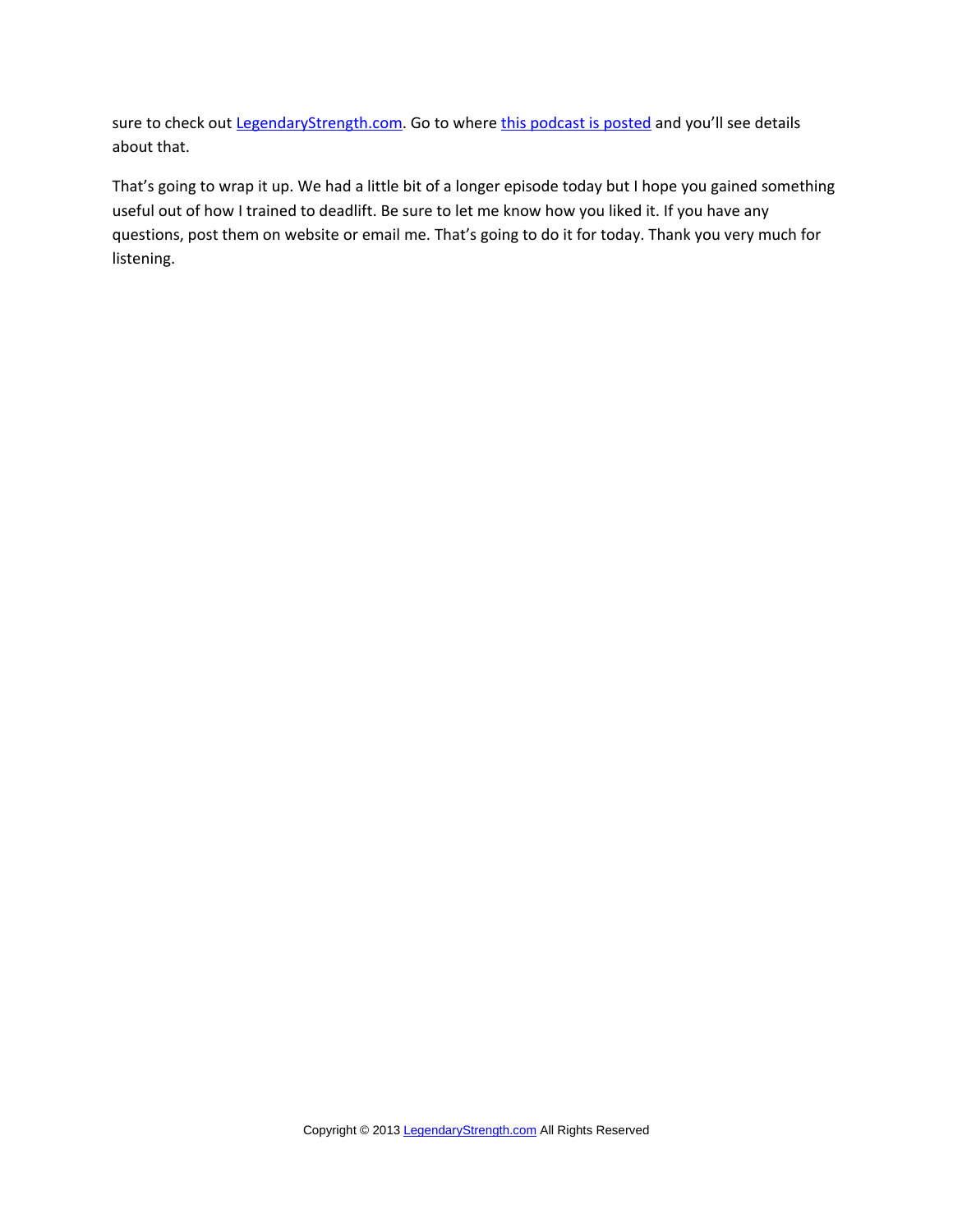sure to check out [LegendaryStrength.com](http://LegendaryStrength.com). Go to where [this podcast is posted]() and you'll see details about that.

That's going to wrap it up. We had a little bit of a longer episode today but I hope you gained something useful out of how I trained to deadlift. Be sure to let me know how you liked it. If you have any questions, post them on website or email me. That's going to do it for today. Thank you very much for listening.